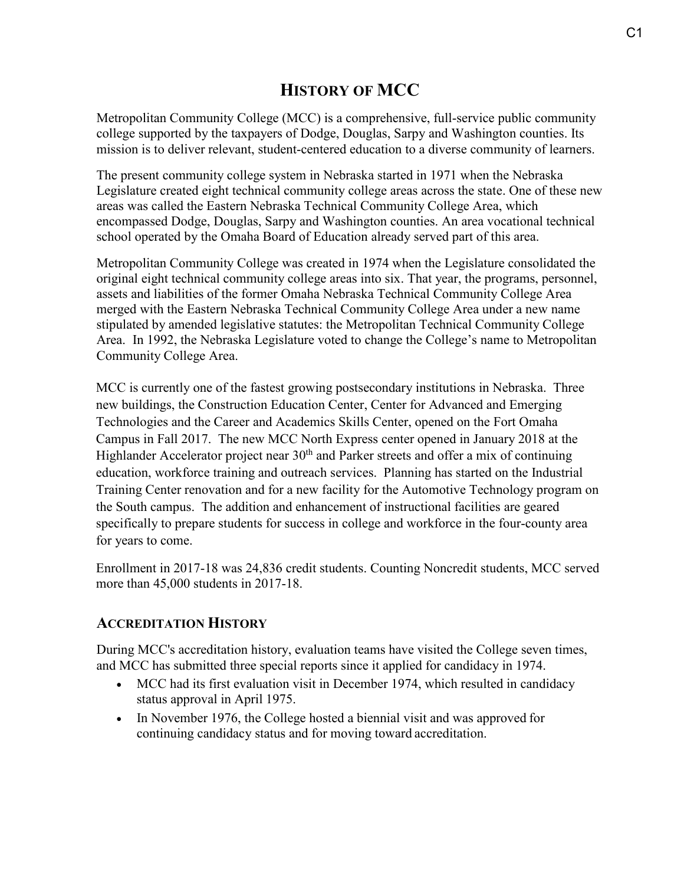# HISTORY OF MCC

Metropolitan Community College (MCC) is a comprehensive, full-service public community college supported by the taxpayers of Dodge, Douglas, Sarpy and Washington counties. Its mission is to deliver relevant, student-centered education to a diverse community of learners.

The present community college system in Nebraska started in 1971 when the Nebraska Legislature created eight technical community college areas across the state. One of these new areas was called the Eastern Nebraska Technical Community College Area, which encompassed Dodge, Douglas, Sarpy and Washington counties. An area vocational technical school operated by the Omaha Board of Education already served part of this area.

Metropolitan Community College was created in 1974 when the Legislature consolidated the original eight technical community college areas into six. That year, the programs, personnel, assets and liabilities of the former Omaha Nebraska Technical Community College Area merged with the Eastern Nebraska Technical Community College Area under a new name stipulated by amended legislative statutes: the Metropolitan Technical Community College Area. In 1992, the Nebraska Legislature voted to change the College's name to Metropolitan Community College Area.

MCC is currently one of the fastest growing postsecondary institutions in Nebraska. Three new buildings, the Construction Education Center, Center for Advanced and Emerging Technologies and the Career and Academics Skills Center, opened on the Fort Omaha Campus in Fall 2017. The new MCC North Express center opened in January 2018 at the Highlander Accelerator project near 30th and Parker streets and offer a mix of continuing education, workforce training and outreach services. Planning has started on the Industrial Training Center renovation and for a new facility for the Automotive Technology program on the South campus. The addition and enhancement of instructional facilities are geared specifically to prepare students for success in college and workforce in the four-county area for years to come.

Enrollment in 2017-18 was 24,836 credit students. Counting Noncredit students, MCC served more than 45,000 students in 2017-18.

## ACCREDITATION HISTORY

During MCC's accreditation history, evaluation teams have visited the College seven times, and MCC has submitted three special reports since it applied for candidacy in 1974.

- MCC had its first evaluation visit in December 1974, which resulted in candidacy status approval in April 1975.
- In November 1976, the College hosted a biennial visit and was approved for continuing candidacy status and for moving toward accreditation.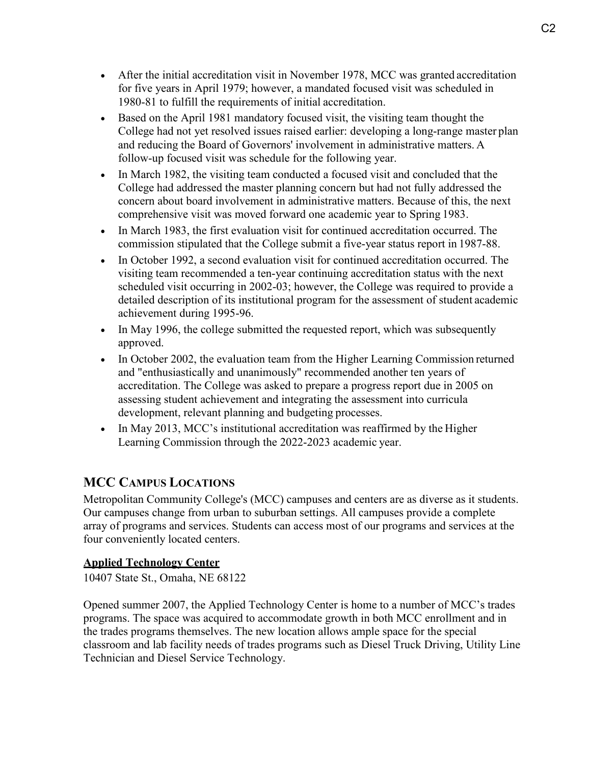- After the initial accreditation visit in November 1978, MCC was granted accreditation for five years in April 1979; however, a mandated focused visit was scheduled in 1980-81 to fulfill the requirements of initial accreditation.
- Based on the April 1981 mandatory focused visit, the visiting team thought the College had not yet resolved issues raised earlier: developing a long-range master plan and reducing the Board of Governors' involvement in administrative matters. A follow-up focused visit was schedule for the following year.
- In March 1982, the visiting team conducted a focused visit and concluded that the College had addressed the master planning concern but had not fully addressed the concern about board involvement in administrative matters. Because of this, the next comprehensive visit was moved forward one academic year to Spring 1983.
- In March 1983, the first evaluation visit for continued accreditation occurred. The commission stipulated that the College submit a five-year status report in 1987-88.
- In October 1992, a second evaluation visit for continued accreditation occurred. The visiting team recommended a ten-year continuing accreditation status with the next scheduled visit occurring in 2002-03; however, the College was required to provide a detailed description of its institutional program for the assessment of student academic achievement during 1995-96.
- In May 1996, the college submitted the requested report, which was subsequently approved.
- In October 2002, the evaluation team from the Higher Learning Commission returned and "enthusiastically and unanimously" recommended another ten years of accreditation. The College was asked to prepare a progress report due in 2005 on assessing student achievement and integrating the assessment into curricula development, relevant planning and budgeting processes.
- In May 2013, MCC's institutional accreditation was reaffirmed by the Higher Learning Commission through the 2022-2023 academic year.

## MCC Campus Locations

Metropolitan Community College's (MCC) campuses and centers are as diverse as it students. Our campuses change from urban to suburban settings. All campuses provide a complete array of programs and services. Students can access most of our programs and services at the four conveniently located centers.

**Applied Technology Center**

10407 State St., Omaha, NE 68122

Opened summer 2007, the Applied Technology Center is home to a number of MCC's trades programs. The space was acquired to accommodate growth in both MCC enrollment and in the trades programs themselves. The new location allows ample space for the special classroom and lab facility needs of trades programs such as Diesel Truck Driving, Utility Line Technician and Diesel Service Technology.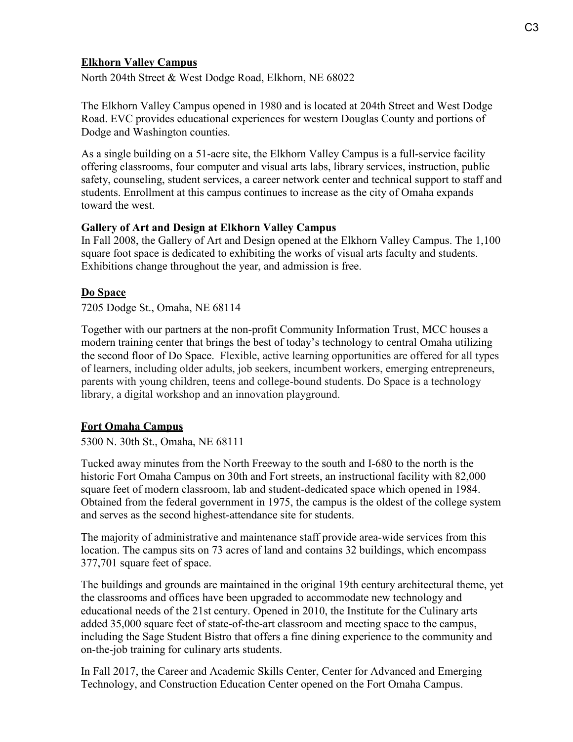## Elkhorn Valley Campus

North 204th Street & West Dodge Road, Elkhorn, NE 68022

The Elkhorn Valley Campus opened in 1980 and is located at 204th Street and West Dodge Road. EVC provides educational experiences for western Douglas County and portions of Dodge and Washington counties.

As a single building on a 51-acre site, the Elkhorn Valley Campus is a full-service facility offering classrooms, four computer and visual arts labs, library services, instruction, public safety, counseling, student services, a career network center and technical support to staff and students. Enrollment at this campus continues to increase as the city of Omaha expands toward the west.

### Gallery of Art and Design at Elkhorn Valley Campus

In Fall 2008, the Gallery of Art and Design opened at the Elkhorn Valley Campus. The 1,100 square foot space is dedicated to exhibiting the works of visual arts faculty and students. Exhibitions change throughout the year, and admission is free.

## Do Space

7205 Dodge St., Omaha, NE 68114

Together with our partners at the non-profit Community Information Trust, MCC houses a modern training center that brings the best of today's technology to central Omaha utilizing the second floor of Do Space. Flexible, active learning opportunities are offered for all types of learners, including older adults, job seekers, incumbent workers, emerging entrepreneurs, parents with young children, teens and college-bound students. Do Space is a technology library, a digital workshop and an innovation playground.

## Fort Omaha Campus

5300 N. 30th St., Omaha, NE 68111

Tucked away minutes from the North Freeway to the south and I-680 to the north is the historic Fort Omaha Campus on 30th and Fort streets, an instructional facility with 82,000 square feet of modern classroom, lab and student-dedicated space which opened in 1984. Obtained from the federal government in 1975, the campus is the oldest of the college system and serves as the second highest-attendance site for students.

The majority of administrative and maintenance staff provide area-wide services from this location. The campus sits on 73 acres of land and contains 32 buildings, which encompass 377,701 square feet of space.

The buildings and grounds are maintained in the original 19th century architectural theme, yet the classrooms and offices have been upgraded to accommodate new technology and educational needs of the 21st century. Opened in 2010, the Institute for the Culinary arts added 35,000 square feet of state-of-the-art classroom and meeting space to the campus, including the Sage Student Bistro that offers a fine dining experience to the community and on-the-job training for culinary arts students.

In Fall 2017, the Career and Academic Skills Center, Center for Advanced and Emerging Technology, and Construction Education Center opened on the Fort Omaha Campus.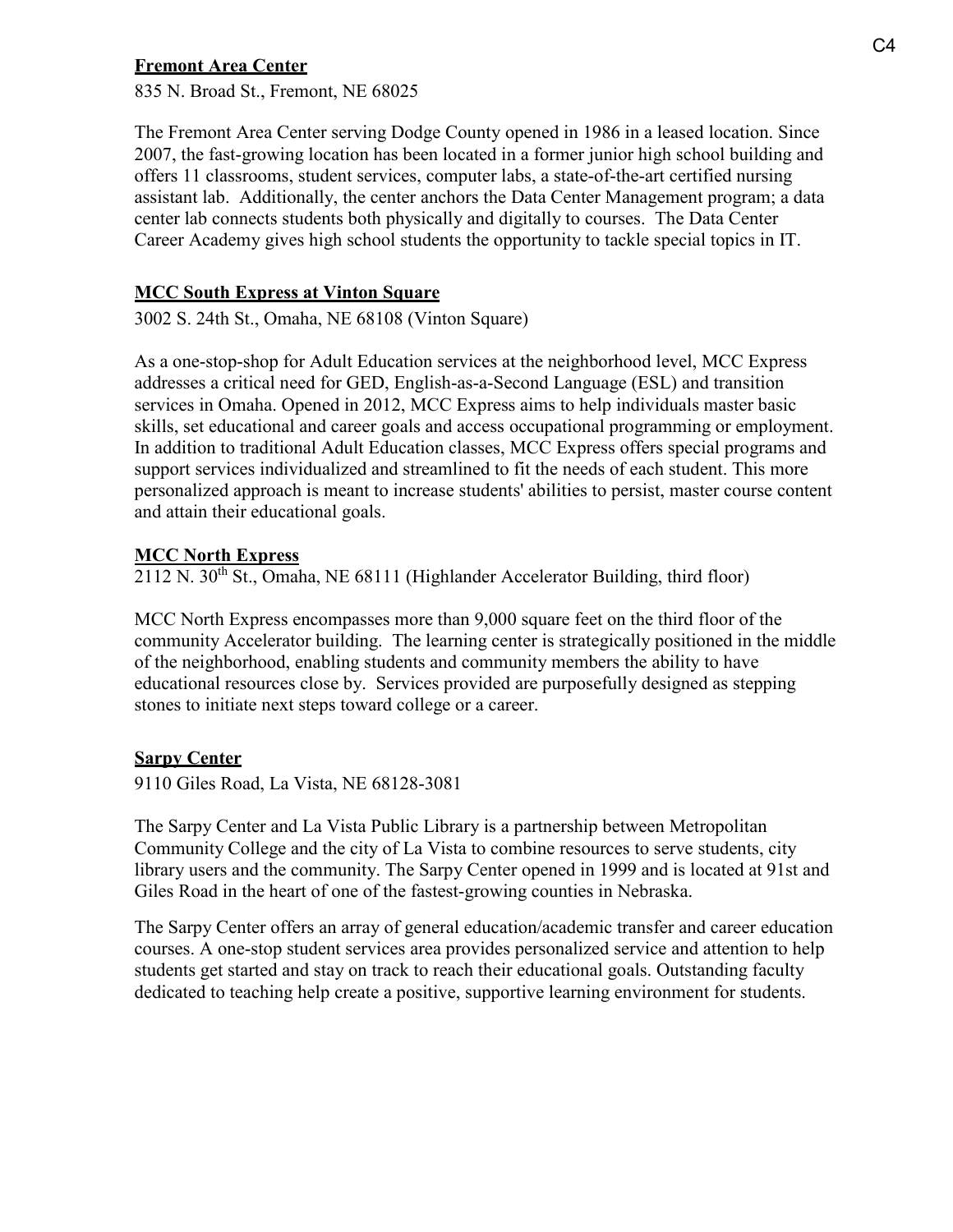## Fremont Area Center

835 N. Broad St., Fremont, NE 68025

The Fremont Area Center serving Dodge County opened in 1986 in a leased location. Since 2007, the fast-growing location has been located in a former junior high school building and offers 11 classrooms, student services, computer labs, a state-of-the-art certified nursing assistant lab. Additionally, the center anchors the Data Center Management program; a data center lab connects students both physically and digitally to courses. The Data Center Career Academy gives high school students the opportunity to tackle special topics in IT.

## MCC South Express at Vinton Square

3002 S. 24th St., Omaha, NE 68108 (Vinton Square)

As a one-stop-shop for Adult Education services at the neighborhood level, MCC Express addresses a critical need for GED, English-as-a-Second Language (ESL) and transition services in Omaha. Opened in 2012, MCC Express aims to help individuals master basic skills, set educational and career goals and access occupational programming or employment. In addition to traditional Adult Education classes, MCC Express offers special programs and support services individualized and streamlined to fit the needs of each student. This more personalized approach is meant to increase students' abilities to persist, master course content and attain their educational goals.

## MCC North Express

2112 N. 30th St., Omaha, NE 68111 (Highlander Accelerator Building, third floor)

MCC North Express encompasses more than 9,000 square feet on the third floor of the community Accelerator building. The learning center is strategically positioned in the middle of the neighborhood, enabling students and community members the ability to have educational resources close by. Services provided are purposefully designed as stepping stones to initiate next steps toward college or a career.

## Sarpy Center

9110 Giles Road, La Vista, NE 68128-3081

The Sarpy Center and La Vista Public Library is a partnership between Metropolitan Community College and the city of La Vista to combine resources to serve students, city library users and the community. The Sarpy Center opened in 1999 and is located at 91st and Giles Road in the heart of one of the fastest-growing counties in Nebraska.

The Sarpy Center offers an array of general education/academic transfer and career education courses. A one-stop student services area provides personalized service and attention to help students get started and stay on track to reach their educational goals. Outstanding faculty dedicated to teaching help create a positive, supportive learning environment for students.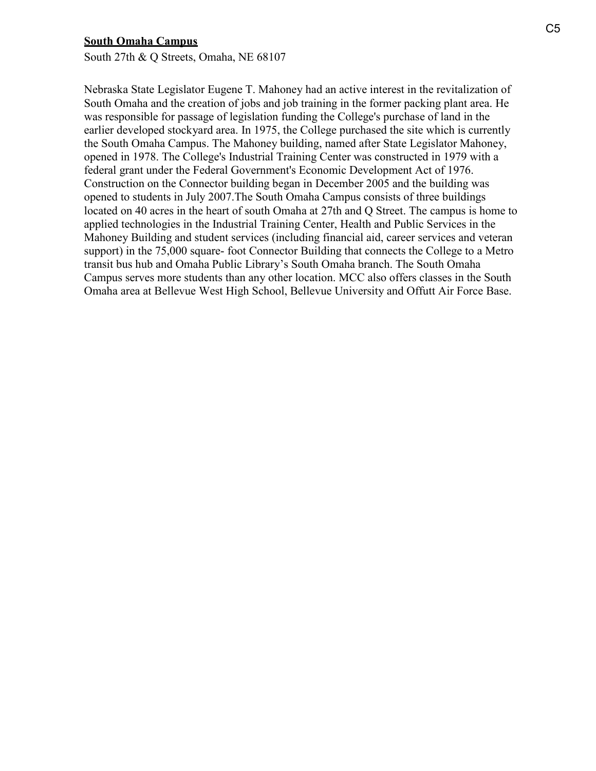**South Omaha Campus**

South 27th & Q Streets, Omaha, NE 68107

Nebraska State Legislator Eugene T. Mahoney had an active interest in the revitalization of South Omaha and the creation of jobs and job training in the former packing plant area. He was responsible for passage of legislation funding the College's purchase of land in the earlier developed stockyard area. In 1975, the College purchased the site which is currently the South Omaha Campus. The Mahoney building, named after State Legislator Mahoney, opened in 1978. The College's Industrial Training Center was constructed in 1979 with a federal grant under the Federal Government's Economic Development Act of 1976. Construction on the Connector building began in December 2005 and the building was opened to students in July 2007.The South Omaha Campus consists of three buildings located on 40 acres in the heart of south Omaha at 27th and Q Street. The campus is home to applied technologies in the Industrial Training Center, Health and Public Services in the Mahoney Building and student services (including financial aid, career services and veteran support) in the 75,000 square- foot Connector Building that connects the College to a Metro transit bus hub and Omaha Public Library's South Omaha branch. The South Omaha Campus serves more students than any other location. MCC also offers classes in the South Omaha area at Bellevue West High School, Bellevue University and Offutt Air Force Base.